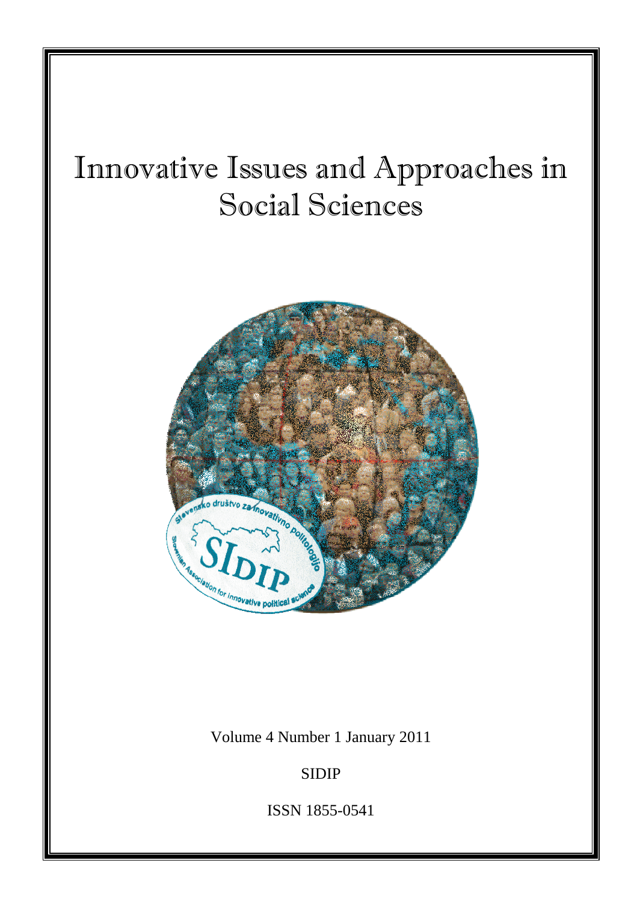# Innovative Issues and Approaches in Social Sciences

Volume 4 Number 1 January 2011

SIDIP

ISSN 1855-0541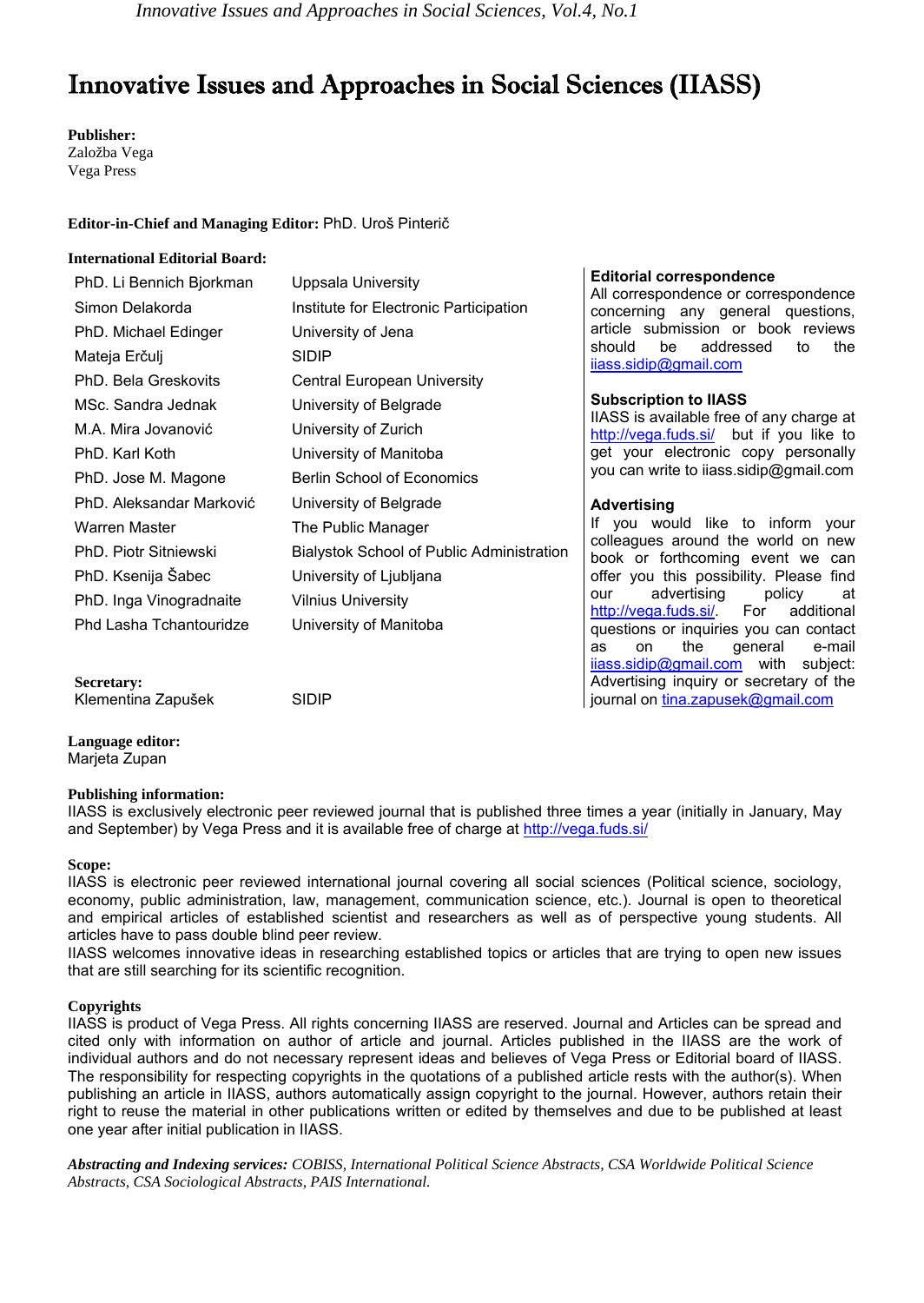# Innovative Issues and Approaches in Social Sciences (IIASS)

**Publisher:**
Založba Vega
Vega Press

**Editor-in-Chief and Managing Editor:** PhD. Uroš Pinterič

**International Editorial Board:**

| | |
|---|---|
| PhD. Li Bennich Bjorkman | Uppsala University |
| Simon Delakorda | Institute for Electronic Participation |
| PhD. Michael Edinger | University of Jena |
| Mateja Erčulj | SIDIP |
| PhD. Bela Greskovits | Central European University |
| MSc. Sandra Jednak | University of Belgrade |
| M.A. Mira Jovanović | University of Zurich |
| PhD. Karl Koth | University of Manitoba |
| PhD. Jose M. Magone | Berlin School of Economics |
| PhD. Aleksandar Marković | University of Belgrade |
| Warren Master | The Public Manager |
| PhD. Piotr Sitniewski | Bialystok School of Public Administration |
| PhD. Ksenija Šabec | University of Ljubljana |
| PhD. Inga Vinogradnaite | Vilnius University |
| Phd Lasha Tchantouridze | University of Manitoba |

**Secretary:**
Klementina Zapušek SIDIP

**Editorial correspondence**
All correspondence or correspondence concerning any general questions, article submission or book reviews should be addressed to the iiass.sidip@gmail.com

**Subscription to IIASS**
IIASS is available free of any charge at http://vega.fuds.si/ but if you like to get your electronic copy personally you can write to iiass.sidip@gmail.com

**Advertising**
If you would like to inform your colleagues around the world on new book or forthcoming event we can offer you this possibility. Please find our advertising policy at http://vega.fuds.si/. For additional questions or inquiries you can contact as on the general e-mail iiass.sidip@gmail.com with subject: Advertising inquiry or secretary of the journal on tina.zapusek@gmail.com

**Language editor:**
Marjeta Zupan

**Publishing information:**
IIASS is exclusively electronic peer reviewed journal that is published three times a year (initially in January, May and September) by Vega Press and it is available free of charge at http://vega.fuds.si/

**Scope:**
IIASS is electronic peer reviewed international journal covering all social sciences (Political science, sociology, economy, public administration, law, management, communication science, etc.). Journal is open to theoretical and empirical articles of established scientist and researchers as well as of perspective young students. All articles have to pass double blind peer review.
IIASS welcomes innovative ideas in researching established topics or articles that are trying to open new issues that are still searching for its scientific recognition.

**Copyrights**
IIASS is product of Vega Press. All rights concerning IIASS are reserved. Journal and Articles can be spread and cited only with information on author of article and journal. Articles published in the IIASS are the work of individual authors and do not necessary represent ideas and believes of Vega Press or Editorial board of IIASS. The responsibility for respecting copyrights in the quotations of a published article rests with the author(s). When publishing an article in IIASS, authors automatically assign copyright to the journal. However, authors retain their right to reuse the material in other publications written or edited by themselves and due to be published at least one year after initial publication in IIASS.

***Abstracting and Indexing services:*** *COBISS, International Political Science Abstracts, CSA Worldwide Political Science Abstracts, CSA Sociological Abstracts, PAIS International.*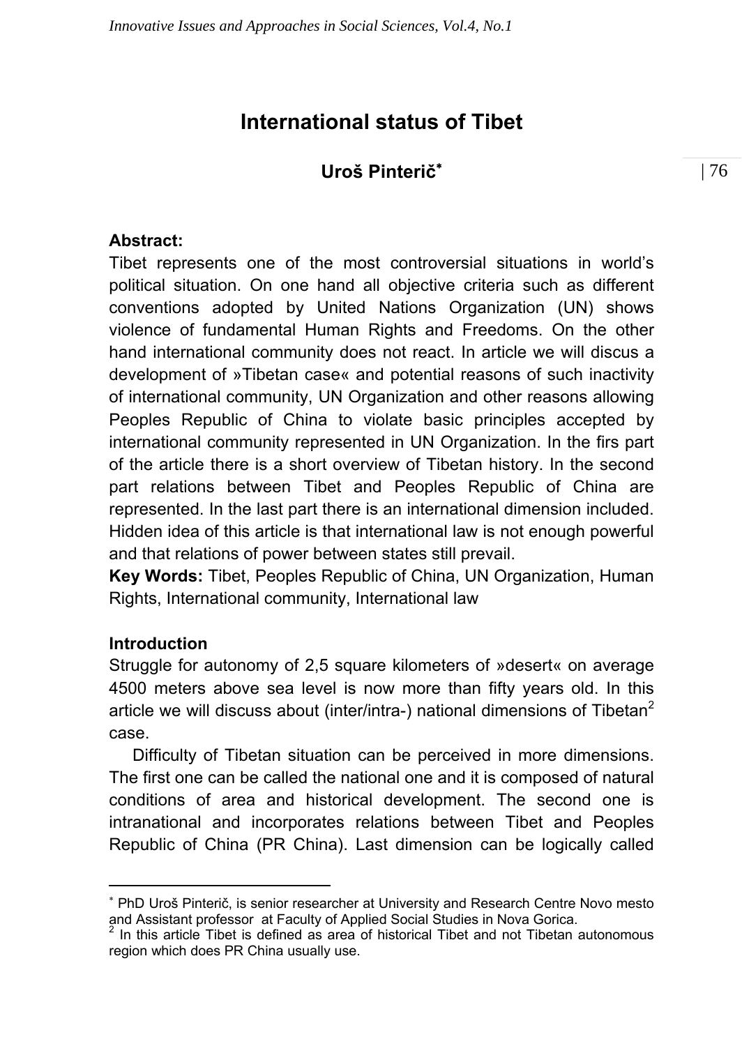# International status of Tibet

## Uroš Pinterič*

**Abstract:**
Tibet represents one of the most controversial situations in world's political situation. On one hand all objective criteria such as different conventions adopted by United Nations Organization (UN) shows violence of fundamental Human Rights and Freedoms. On the other hand international community does not react. In article we will discus a development of »Tibetan case« and potential reasons of such inactivity of international community, UN Organization and other reasons allowing Peoples Republic of China to violate basic principles accepted by international community represented in UN Organization. In the firs part of the article there is a short overview of Tibetan history. In the second part relations between Tibet and Peoples Republic of China are represented. In the last part there is an international dimension included. Hidden idea of this article is that international law is not enough powerful and that relations of power between states still prevail.
**Key Words:** Tibet, Peoples Republic of China, UN Organization, Human Rights, International community, International law

**Introduction**
Struggle for autonomy of 2,5 square kilometers of »desert« on average 4500 meters above sea level is now more than fifty years old. In this article we will discuss about (inter/intra-) national dimensions of Tibetan[2] case.

Difficulty of Tibetan situation can be perceived in more dimensions. The first one can be called the national one and it is composed of natural conditions of area and historical development. The second one is intranational and incorporates relations between Tibet and Peoples Republic of China (PR China). Last dimension can be logically called

---

* PhD Uroš Pinterič, is senior researcher at University and Research Centre Novo mesto and Assistant professor at Faculty of Applied Social Studies in Nova Gorica.

[2] In this article Tibet is defined as area of historical Tibet and not Tibetan autonomous region which does PR China usually use.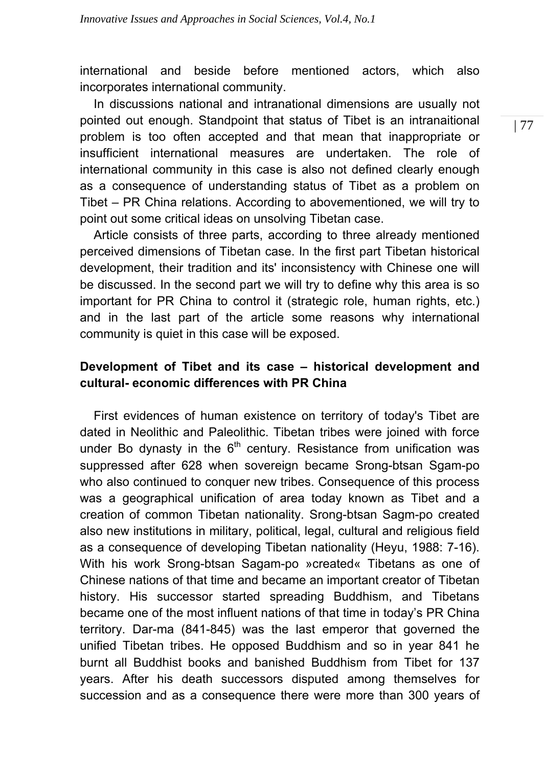international and beside before mentioned actors, which also incorporates international community.

In discussions national and intranational dimensions are usually not pointed out enough. Standpoint that status of Tibet is an intranaitional problem is too often accepted and that mean that inappropriate or insufficient international measures are undertaken. The role of international community in this case is also not defined clearly enough as a consequence of understanding status of Tibet as a problem on Tibet – PR China relations. According to abovementioned, we will try to point out some critical ideas on unsolving Tibetan case.

Article consists of three parts, according to three already mentioned perceived dimensions of Tibetan case. In the first part Tibetan historical development, their tradition and its' inconsistency with Chinese one will be discussed. In the second part we will try to define why this area is so important for PR China to control it (strategic role, human rights, etc.) and in the last part of the article some reasons why international community is quiet in this case will be exposed.

## Development of Tibet and its case – historical development and cultural- economic differences with PR China

First evidences of human existence on territory of today's Tibet are dated in Neolithic and Paleolithic. Tibetan tribes were joined with force under Bo dynasty in the 6th century. Resistance from unification was suppressed after 628 when sovereign became Srong-btsan Sgam-po who also continued to conquer new tribes. Consequence of this process was a geographical unification of area today known as Tibet and a creation of common Tibetan nationality. Srong-btsan Sagm-po created also new institutions in military, political, legal, cultural and religious field as a consequence of developing Tibetan nationality (Heyu, 1988: 7-16). With his work Srong-btsan Sagam-po »created« Tibetans as one of Chinese nations of that time and became an important creator of Tibetan history. His successor started spreading Buddhism, and Tibetans became one of the most influent nations of that time in today's PR China territory. Dar-ma (841-845) was the last emperor that governed the unified Tibetan tribes. He opposed Buddhism and so in year 841 he burnt all Buddhist books and banished Buddhism from Tibet for 137 years. After his death successors disputed among themselves for succession and as a consequence there were more than 300 years of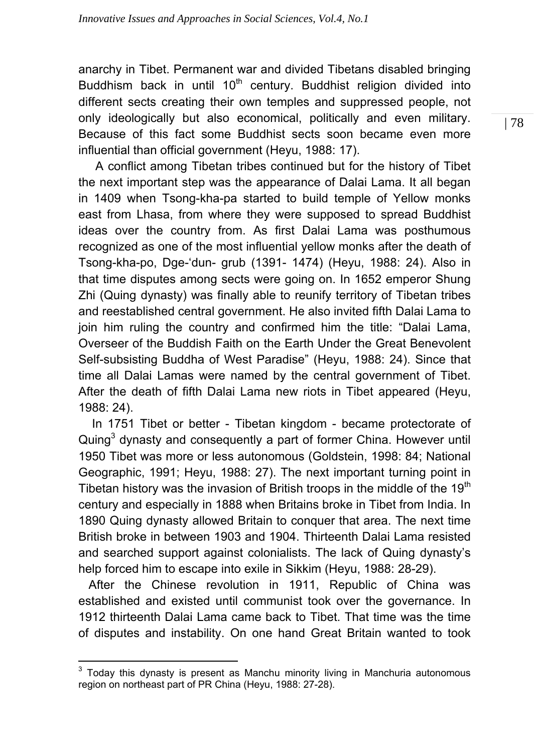anarchy in Tibet. Permanent war and divided Tibetans disabled bringing Buddhism back in until 10th century. Buddhist religion divided into different sects creating their own temples and suppressed people, not only ideologically but also economical, politically and even military. Because of this fact some Buddhist sects soon became even more influential than official government (Heyu, 1988: 17).

A conflict among Tibetan tribes continued but for the history of Tibet the next important step was the appearance of Dalai Lama. It all began in 1409 when Tsong-kha-pa started to build temple of Yellow monks east from Lhasa, from where they were supposed to spread Buddhist ideas over the country from. As first Dalai Lama was posthumous recognized as one of the most influential yellow monks after the death of Tsong-kha-po, Dge-'dun- grub (1391- 1474) (Heyu, 1988: 24). Also in that time disputes among sects were going on. In 1652 emperor Shung Zhi (Quing dynasty) was finally able to reunify territory of Tibetan tribes and reestablished central government. He also invited fifth Dalai Lama to join him ruling the country and confirmed him the title: "Dalai Lama, Overseer of the Buddish Faith on the Earth Under the Great Benevolent Self-subsisting Buddha of West Paradise" (Heyu, 1988: 24). Since that time all Dalai Lamas were named by the central government of Tibet. After the death of fifth Dalai Lama new riots in Tibet appeared (Heyu, 1988: 24).

In 1751 Tibet or better - Tibetan kingdom - became protectorate of Quing[3] dynasty and consequently a part of former China. However until 1950 Tibet was more or less autonomous (Goldstein, 1998: 84; National Geographic, 1991; Heyu, 1988: 27). The next important turning point in Tibetan history was the invasion of British troops in the middle of the 19th century and especially in 1888 when Britains broke in Tibet from India. In 1890 Quing dynasty allowed Britain to conquer that area. The next time British broke in between 1903 and 1904. Thirteenth Dalai Lama resisted and searched support against colonialists. The lack of Quing dynasty's help forced him to escape into exile in Sikkim (Heyu, 1988: 28-29).

After the Chinese revolution in 1911, Republic of China was established and existed until communist took over the governance. In 1912 thirteenth Dalai Lama came back to Tibet. That time was the time of disputes and instability. On one hand Great Britain wanted to took

[3] Today this dynasty is present as Manchu minority living in Manchuria autonomous region on northeast part of PR China (Heyu, 1988: 27-28).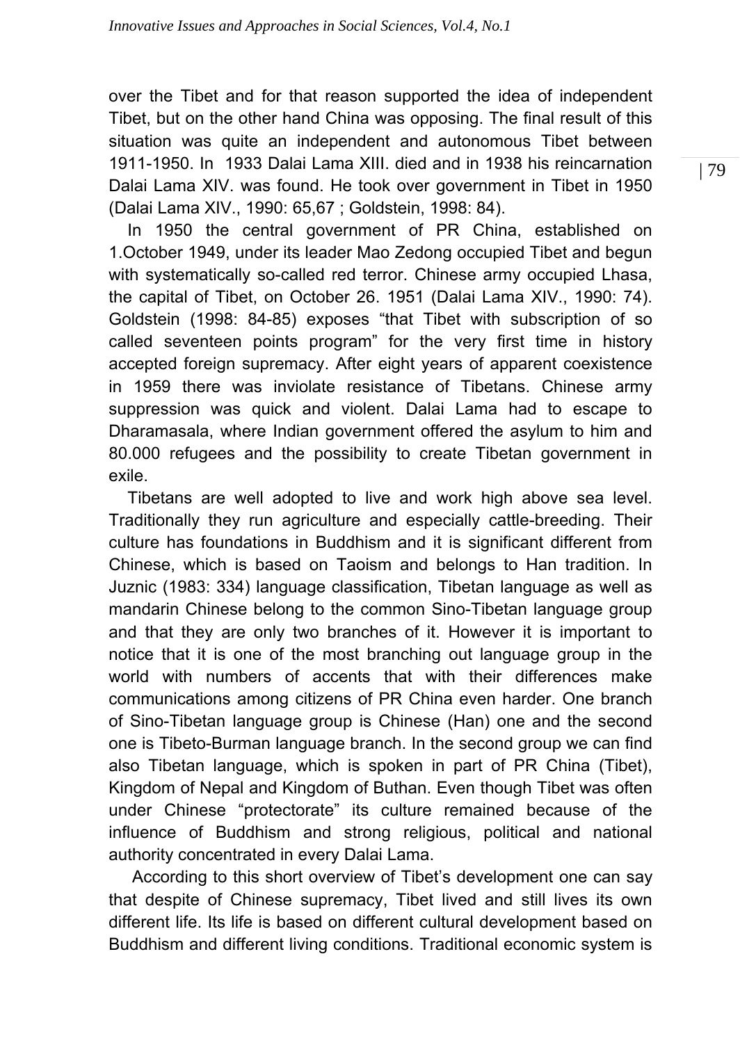over the Tibet and for that reason supported the idea of independent Tibet, but on the other hand China was opposing. The final result of this situation was quite an independent and autonomous Tibet between 1911-1950. In 1933 Dalai Lama XIII. died and in 1938 his reincarnation Dalai Lama XIV. was found. He took over government in Tibet in 1950 (Dalai Lama XIV., 1990: 65,67 ; Goldstein, 1998: 84).

In 1950 the central government of PR China, established on 1.October 1949, under its leader Mao Zedong occupied Tibet and begun with systematically so-called red terror. Chinese army occupied Lhasa, the capital of Tibet, on October 26. 1951 (Dalai Lama XIV., 1990: 74). Goldstein (1998: 84-85) exposes "that Tibet with subscription of so called seventeen points program" for the very first time in history accepted foreign supremacy. After eight years of apparent coexistence in 1959 there was inviolate resistance of Tibetans. Chinese army suppression was quick and violent. Dalai Lama had to escape to Dharamasala, where Indian government offered the asylum to him and 80.000 refugees and the possibility to create Tibetan government in exile.

Tibetans are well adopted to live and work high above sea level. Traditionally they run agriculture and especially cattle-breeding. Their culture has foundations in Buddhism and it is significant different from Chinese, which is based on Taoism and belongs to Han tradition. In Juznic (1983: 334) language classification, Tibetan language as well as mandarin Chinese belong to the common Sino-Tibetan language group and that they are only two branches of it. However it is important to notice that it is one of the most branching out language group in the world with numbers of accents that with their differences make communications among citizens of PR China even harder. One branch of Sino-Tibetan language group is Chinese (Han) one and the second one is Tibeto-Burman language branch. In the second group we can find also Tibetan language, which is spoken in part of PR China (Tibet), Kingdom of Nepal and Kingdom of Buthan. Even though Tibet was often under Chinese "protectorate" its culture remained because of the influence of Buddhism and strong religious, political and national authority concentrated in every Dalai Lama.

According to this short overview of Tibet's development one can say that despite of Chinese supremacy, Tibet lived and still lives its own different life. Its life is based on different cultural development based on Buddhism and different living conditions. Traditional economic system is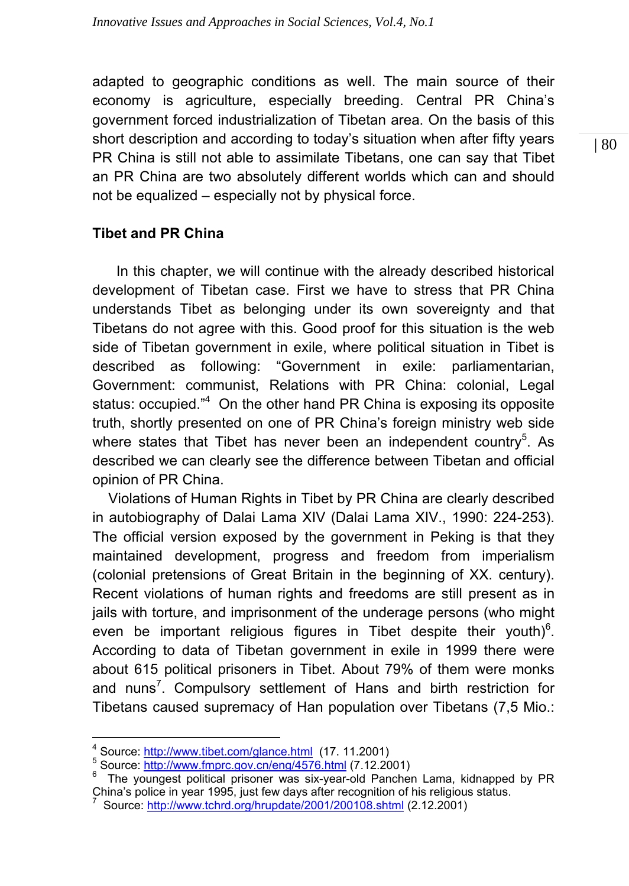adapted to geographic conditions as well. The main source of their economy is agriculture, especially breeding. Central PR China's government forced industrialization of Tibetan area. On the basis of this short description and according to today's situation when after fifty years PR China is still not able to assimilate Tibetans, one can say that Tibet an PR China are two absolutely different worlds which can and should not be equalized – especially not by physical force.

## Tibet and PR China

In this chapter, we will continue with the already described historical development of Tibetan case. First we have to stress that PR China understands Tibet as belonging under its own sovereignty and that Tibetans do not agree with this. Good proof for this situation is the web side of Tibetan government in exile, where political situation in Tibet is described as following: "Government in exile: parliamentarian, Government: communist, Relations with PR China: colonial, Legal status: occupied."[4] On the other hand PR China is exposing its opposite truth, shortly presented on one of PR China's foreign ministry web side where states that Tibet has never been an independent country[5]. As described we can clearly see the difference between Tibetan and official opinion of PR China.

Violations of Human Rights in Tibet by PR China are clearly described in autobiography of Dalai Lama XIV (Dalai Lama XIV., 1990: 224-253). The official version exposed by the government in Peking is that they maintained development, progress and freedom from imperialism (colonial pretensions of Great Britain in the beginning of XX. century). Recent violations of human rights and freedoms are still present as in jails with torture, and imprisonment of the underage persons (who might even be important religious figures in Tibet despite their youth)[6]. According to data of Tibetan government in exile in 1999 there were about 615 political prisoners in Tibet. About 79% of them were monks and nuns[7]. Compulsory settlement of Hans and birth restriction for Tibetans caused supremacy of Han population over Tibetans (7,5 Mio.:

---

[4] Source: http://www.tibet.com/glance.html (17. 11.2001)

[5] Source: http://www.fmprc.gov.cn/eng/4576.html (7.12.2001)

[6] The youngest political prisoner was six-year-old Panchen Lama, kidnapped by PR China's police in year 1995, just few days after recognition of his religious status.

[7] Source: http://www.tchrd.org/hrupdate/2001/200108.shtml (2.12.2001)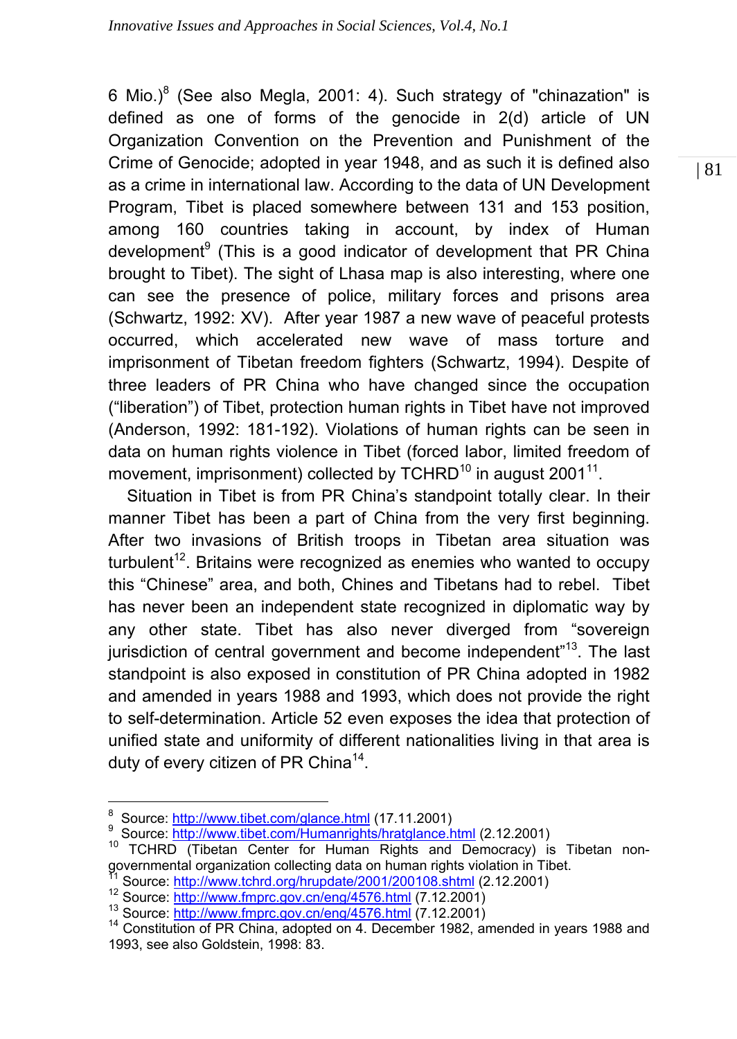6 Mio.)[8] (See also Megla, 2001: 4). Such strategy of "chinazation" is defined as one of forms of the genocide in 2(d) article of UN Organization Convention on the Prevention and Punishment of the Crime of Genocide; adopted in year 1948, and as such it is defined also as a crime in international law. According to the data of UN Development Program, Tibet is placed somewhere between 131 and 153 position, among 160 countries taking in account, by index of Human development[9] (This is a good indicator of development that PR China brought to Tibet). The sight of Lhasa map is also interesting, where one can see the presence of police, military forces and prisons area (Schwartz, 1992: XV). After year 1987 a new wave of peaceful protests occurred, which accelerated new wave of mass torture and imprisonment of Tibetan freedom fighters (Schwartz, 1994). Despite of three leaders of PR China who have changed since the occupation ("liberation") of Tibet, protection human rights in Tibet have not improved (Anderson, 1992: 181-192). Violations of human rights can be seen in data on human rights violence in Tibet (forced labor, limited freedom of movement, imprisonment) collected by TCHRD[10] in august 2001[11].

Situation in Tibet is from PR China's standpoint totally clear. In their manner Tibet has been a part of China from the very first beginning. After two invasions of British troops in Tibetan area situation was turbulent[12]. Britains were recognized as enemies who wanted to occupy this "Chinese" area, and both, Chines and Tibetans had to rebel. Tibet has never been an independent state recognized in diplomatic way by any other state. Tibet has also never diverged from "sovereign jurisdiction of central government and become independent"[13]. The last standpoint is also exposed in constitution of PR China adopted in 1982 and amended in years 1988 and 1993, which does not provide the right to self-determination. Article 52 even exposes the idea that protection of unified state and uniformity of different nationalities living in that area is duty of every citizen of PR China[14].

---

[8] Source: http://www.tibet.com/glance.html (17.11.2001)

[9] Source: http://www.tibet.com/Humanrights/hratglance.html (2.12.2001)

[10] TCHRD (Tibetan Center for Human Rights and Democracy) is Tibetan non-governmental organization collecting data on human rights violation in Tibet.

[11] Source: http://www.tchrd.org/hrupdate/2001/200108.shtml (2.12.2001)

[12] Source: http://www.fmprc.gov.cn/eng/4576.html (7.12.2001)

[13] Source: http://www.fmprc.gov.cn/eng/4576.html (7.12.2001)

[14] Constitution of PR China, adopted on 4. December 1982, amended in years 1988 and 1993, see also Goldstein, 1998: 83.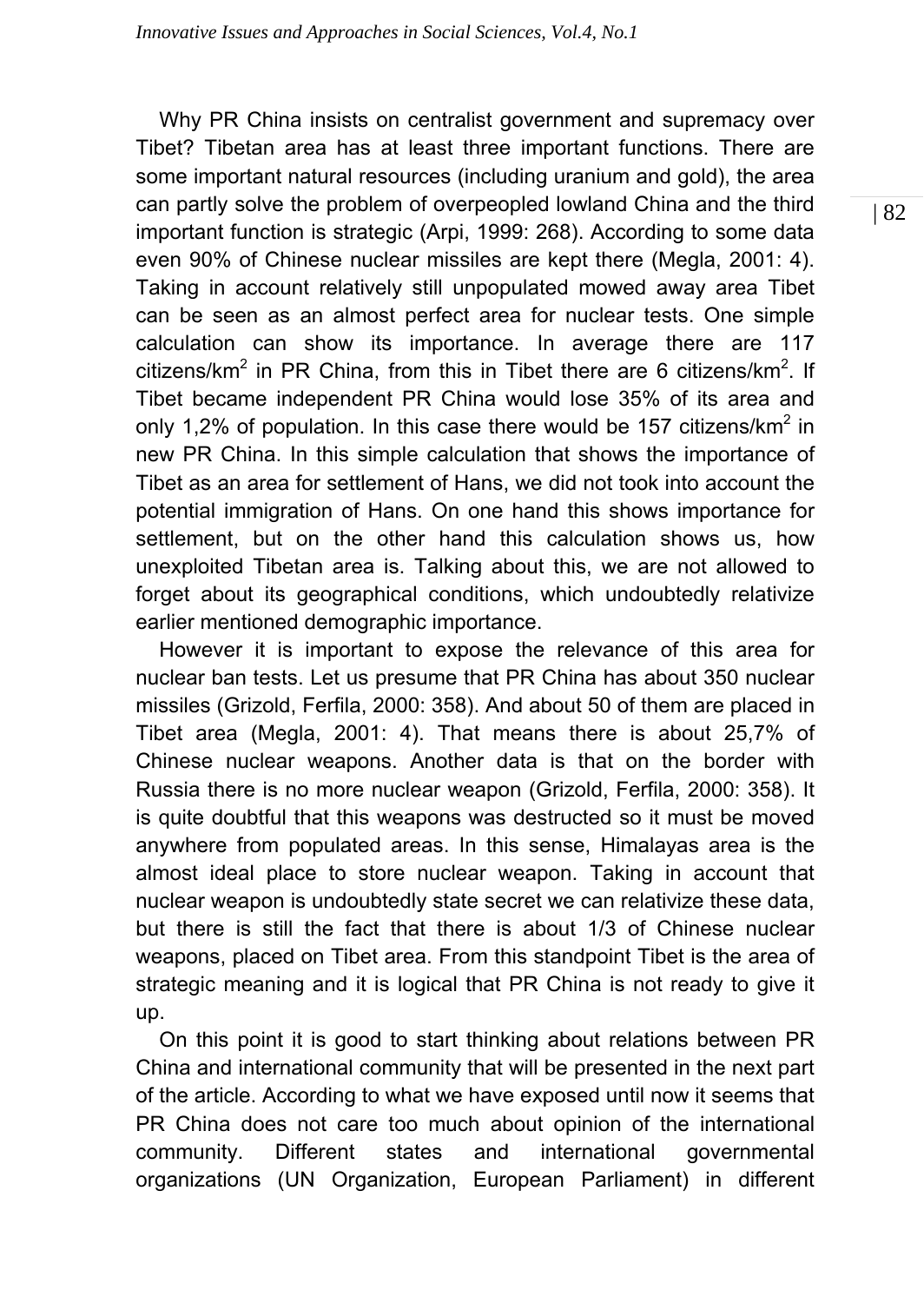Why PR China insists on centralist government and supremacy over Tibet? Tibetan area has at least three important functions. There are some important natural resources (including uranium and gold), the area can partly solve the problem of overpeopled lowland China and the third important function is strategic (Arpi, 1999: 268). According to some data even 90% of Chinese nuclear missiles are kept there (Megla, 2001: 4). Taking in account relatively still unpopulated mowed away area Tibet can be seen as an almost perfect area for nuclear tests. One simple calculation can show its importance. In average there are 117 citizens/km$^2$ in PR China, from this in Tibet there are 6 citizens/km$^2$. If Tibet became independent PR China would lose 35% of its area and only 1,2% of population. In this case there would be 157 citizens/km$^2$ in new PR China. In this simple calculation that shows the importance of Tibet as an area for settlement of Hans, we did not took into account the potential immigration of Hans. On one hand this shows importance for settlement, but on the other hand this calculation shows us, how unexploited Tibetan area is. Talking about this, we are not allowed to forget about its geographical conditions, which undoubtedly relativize earlier mentioned demographic importance.

However it is important to expose the relevance of this area for nuclear ban tests. Let us presume that PR China has about 350 nuclear missiles (Grizold, Ferfila, 2000: 358). And about 50 of them are placed in Tibet area (Megla, 2001: 4). That means there is about 25,7% of Chinese nuclear weapons. Another data is that on the border with Russia there is no more nuclear weapon (Grizold, Ferfila, 2000: 358). It is quite doubtful that this weapons was destructed so it must be moved anywhere from populated areas. In this sense, Himalayas area is the almost ideal place to store nuclear weapon. Taking in account that nuclear weapon is undoubtedly state secret we can relativize these data, but there is still the fact that there is about 1/3 of Chinese nuclear weapons, placed on Tibet area. From this standpoint Tibet is the area of strategic meaning and it is logical that PR China is not ready to give it up.

On this point it is good to start thinking about relations between PR China and international community that will be presented in the next part of the article. According to what we have exposed until now it seems that PR China does not care too much about opinion of the international community. Different states and international governmental organizations (UN Organization, European Parliament) in different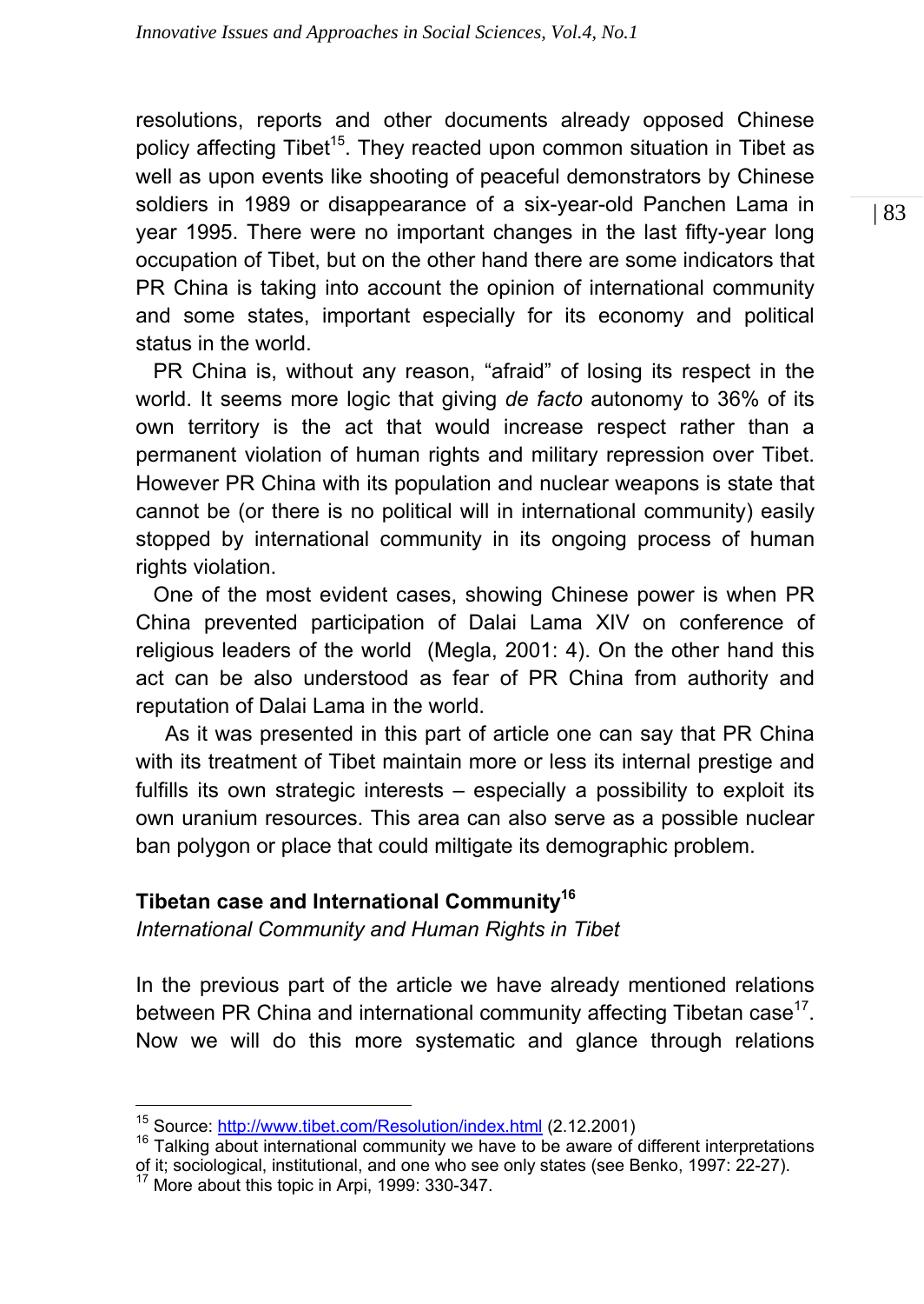resolutions, reports and other documents already opposed Chinese policy affecting Tibet[15]. They reacted upon common situation in Tibet as well as upon events like shooting of peaceful demonstrators by Chinese soldiers in 1989 or disappearance of a six-year-old Panchen Lama in year 1995. There were no important changes in the last fifty-year long occupation of Tibet, but on the other hand there are some indicators that PR China is taking into account the opinion of international community and some states, important especially for its economy and political status in the world.

PR China is, without any reason, "afraid" of losing its respect in the world. It seems more logic that giving *de facto* autonomy to 36% of its own territory is the act that would increase respect rather than a permanent violation of human rights and military repression over Tibet. However PR China with its population and nuclear weapons is state that cannot be (or there is no political will in international community) easily stopped by international community in its ongoing process of human rights violation.

One of the most evident cases, showing Chinese power is when PR China prevented participation of Dalai Lama XIV on conference of religious leaders of the world (Megla, 2001: 4). On the other hand this act can be also understood as fear of PR China from authority and reputation of Dalai Lama in the world.

As it was presented in this part of article one can say that PR China with its treatment of Tibet maintain more or less its internal prestige and fulfills its own strategic interests – especially a possibility to exploit its own uranium resources. This area can also serve as a possible nuclear ban polygon or place that could miltigate its demographic problem.

## Tibetan case and International Community[16]

*International Community and Human Rights in Tibet*

In the previous part of the article we have already mentioned relations between PR China and international community affecting Tibetan case[17]. Now we will do this more systematic and glance through relations

---

[15] Source: http://www.tibet.com/Resolution/index.html (2.12.2001)

[16] Talking about international community we have to be aware of different interpretations of it; sociological, institutional, and one who see only states (see Benko, 1997: 22-27).

[17] More about this topic in Arpi, 1999: 330-347.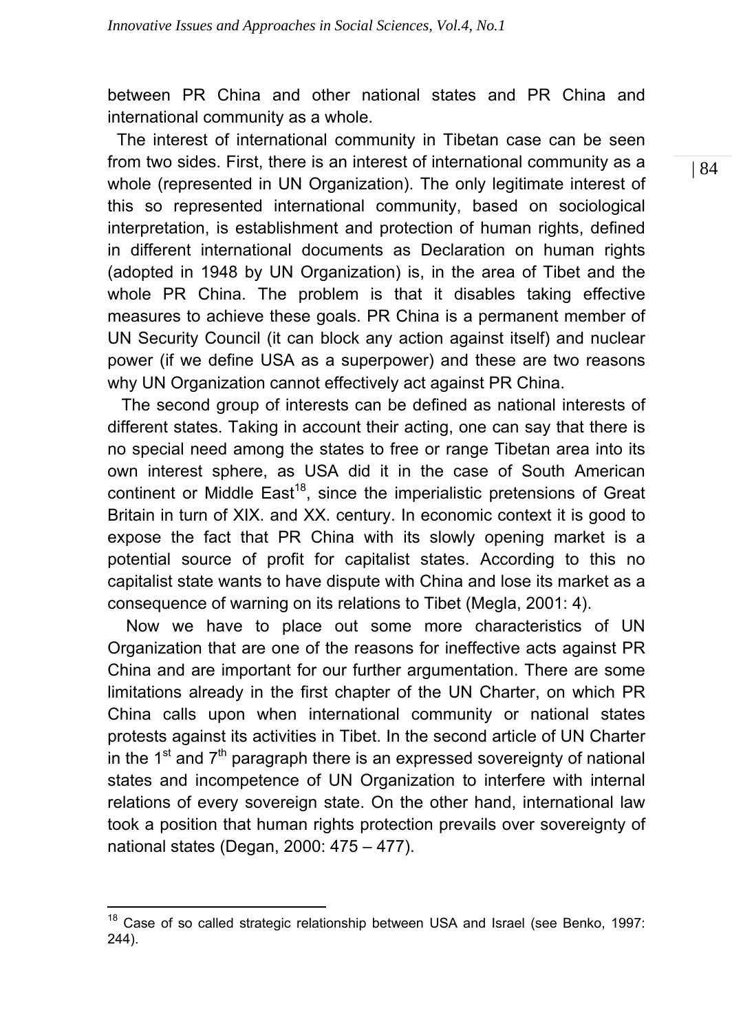between PR China and other national states and PR China and international community as a whole.

The interest of international community in Tibetan case can be seen from two sides. First, there is an interest of international community as a whole (represented in UN Organization). The only legitimate interest of this so represented international community, based on sociological interpretation, is establishment and protection of human rights, defined in different international documents as Declaration on human rights (adopted in 1948 by UN Organization) is, in the area of Tibet and the whole PR China. The problem is that it disables taking effective measures to achieve these goals. PR China is a permanent member of UN Security Council (it can block any action against itself) and nuclear power (if we define USA as a superpower) and these are two reasons why UN Organization cannot effectively act against PR China.

The second group of interests can be defined as national interests of different states. Taking in account their acting, one can say that there is no special need among the states to free or range Tibetan area into its own interest sphere, as USA did it in the case of South American continent or Middle East[18], since the imperialistic pretensions of Great Britain in turn of XIX. and XX. century. In economic context it is good to expose the fact that PR China with its slowly opening market is a potential source of profit for capitalist states. According to this no capitalist state wants to have dispute with China and lose its market as a consequence of warning on its relations to Tibet (Megla, 2001: 4).

Now we have to place out some more characteristics of UN Organization that are one of the reasons for ineffective acts against PR China and are important for our further argumentation. There are some limitations already in the first chapter of the UN Charter, on which PR China calls upon when international community or national states protests against its activities in Tibet. In the second article of UN Charter in the 1st and 7th paragraph there is an expressed sovereignty of national states and incompetence of UN Organization to interfere with internal relations of every sovereign state. On the other hand, international law took a position that human rights protection prevails over sovereignty of national states (Degan, 2000: 475 – 477).

[18] Case of so called strategic relationship between USA and Israel (see Benko, 1997: 244).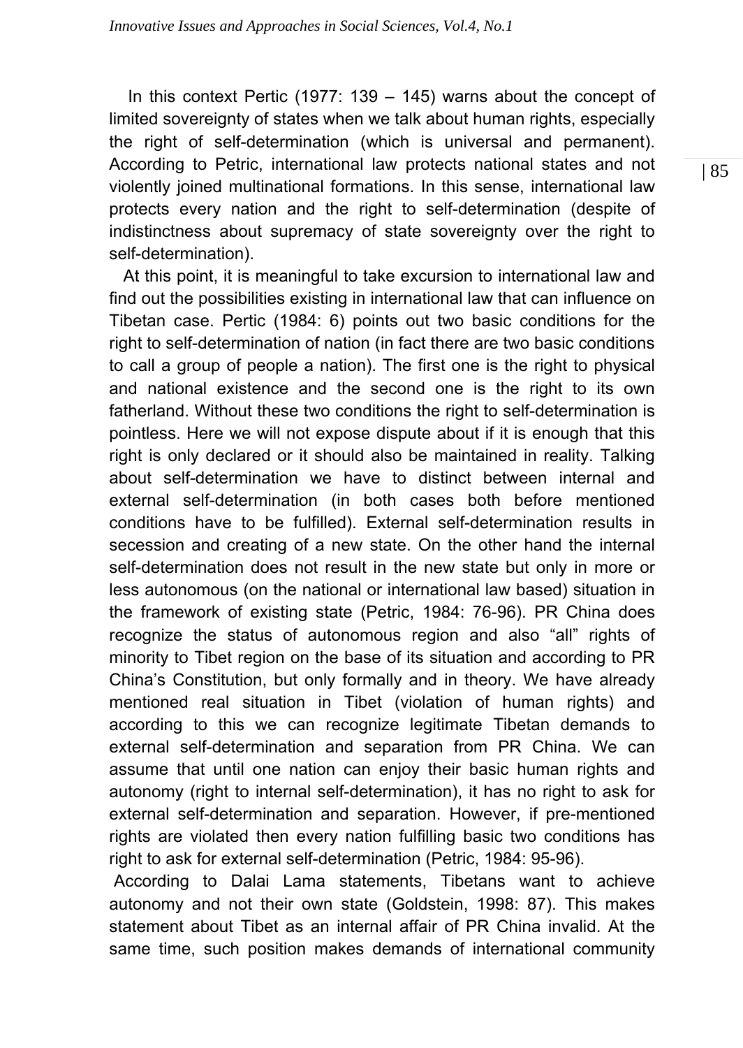In this context Pertic (1977: 139 – 145) warns about the concept of limited sovereignty of states when we talk about human rights, especially the right of self-determination (which is universal and permanent). According to Petric, international law protects national states and not violently joined multinational formations. In this sense, international law protects every nation and the right to self-determination (despite of indistinctness about supremacy of state sovereignty over the right to self-determination).

At this point, it is meaningful to take excursion to international law and find out the possibilities existing in international law that can influence on Tibetan case. Pertic (1984: 6) points out two basic conditions for the right to self-determination of nation (in fact there are two basic conditions to call a group of people a nation). The first one is the right to physical and national existence and the second one is the right to its own fatherland. Without these two conditions the right to self-determination is pointless. Here we will not expose dispute about if it is enough that this right is only declared or it should also be maintained in reality. Talking about self-determination we have to distinct between internal and external self-determination (in both cases both before mentioned conditions have to be fulfilled). External self-determination results in secession and creating of a new state. On the other hand the internal self-determination does not result in the new state but only in more or less autonomous (on the national or international law based) situation in the framework of existing state (Petric, 1984: 76-96). PR China does recognize the status of autonomous region and also "all" rights of minority to Tibet region on the base of its situation and according to PR China's Constitution, but only formally and in theory. We have already mentioned real situation in Tibet (violation of human rights) and according to this we can recognize legitimate Tibetan demands to external self-determination and separation from PR China. We can assume that until one nation can enjoy their basic human rights and autonomy (right to internal self-determination), it has no right to ask for external self-determination and separation. However, if pre-mentioned rights are violated then every nation fulfilling basic two conditions has right to ask for external self-determination (Petric, 1984: 95-96).

According to Dalai Lama statements, Tibetans want to achieve autonomy and not their own state (Goldstein, 1998: 87). This makes statement about Tibet as an internal affair of PR China invalid. At the same time, such position makes demands of international community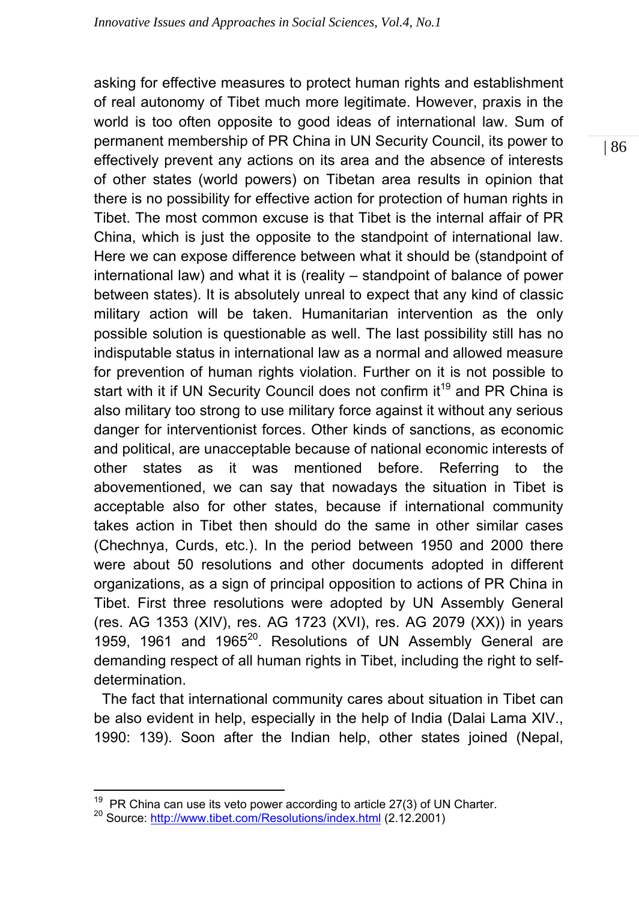asking for effective measures to protect human rights and establishment of real autonomy of Tibet much more legitimate. However, praxis in the world is too often opposite to good ideas of international law. Sum of permanent membership of PR China in UN Security Council, its power to effectively prevent any actions on its area and the absence of interests of other states (world powers) on Tibetan area results in opinion that there is no possibility for effective action for protection of human rights in Tibet. The most common excuse is that Tibet is the internal affair of PR China, which is just the opposite to the standpoint of international law. Here we can expose difference between what it should be (standpoint of international law) and what it is (reality – standpoint of balance of power between states). It is absolutely unreal to expect that any kind of classic military action will be taken. Humanitarian intervention as the only possible solution is questionable as well. The last possibility still has no indisputable status in international law as a normal and allowed measure for prevention of human rights violation. Further on it is not possible to start with it if UN Security Council does not confirm it[19] and PR China is also military too strong to use military force against it without any serious danger for interventionist forces. Other kinds of sanctions, as economic and political, are unacceptable because of national economic interests of other states as it was mentioned before. Referring to the abovementioned, we can say that nowadays the situation in Tibet is acceptable also for other states, because if international community takes action in Tibet then should do the same in other similar cases (Chechnya, Curds, etc.). In the period between 1950 and 2000 there were about 50 resolutions and other documents adopted in different organizations, as a sign of principal opposition to actions of PR China in Tibet. First three resolutions were adopted by UN Assembly General (res. AG 1353 (XIV), res. AG 1723 (XVI), res. AG 2079 (XX)) in years 1959, 1961 and 1965[20]. Resolutions of UN Assembly General are demanding respect of all human rights in Tibet, including the right to self-determination.

The fact that international community cares about situation in Tibet can be also evident in help, especially in the help of India (Dalai Lama XIV., 1990: 139). Soon after the Indian help, other states joined (Nepal,

---

[19] PR China can use its veto power according to article 27(3) of UN Charter.

[20] Source: http://www.tibet.com/Resolutions/index.html (2.12.2001)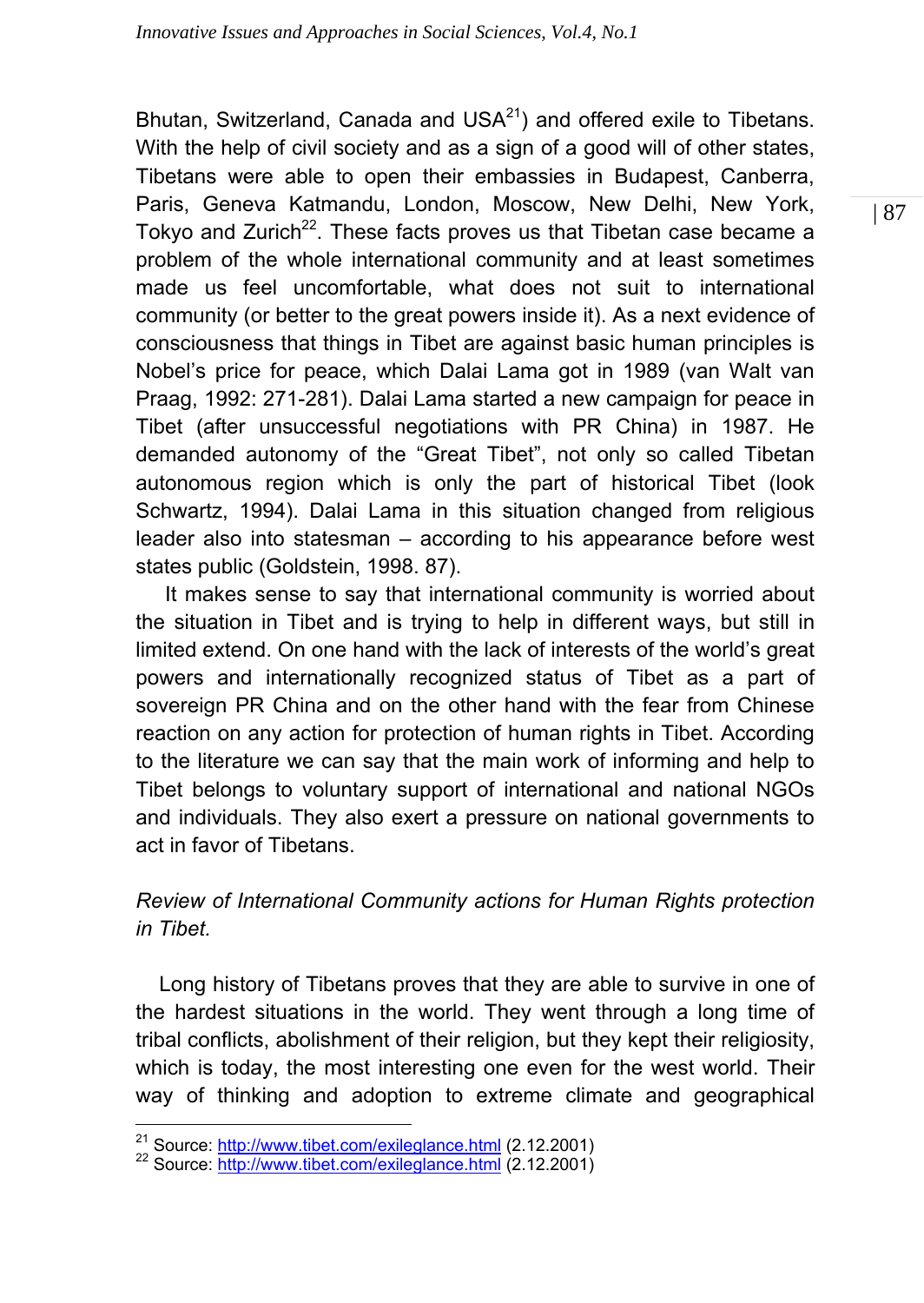Bhutan, Switzerland, Canada and USA[21]) and offered exile to Tibetans. With the help of civil society and as a sign of a good will of other states, Tibetans were able to open their embassies in Budapest, Canberra, Paris, Geneva Katmandu, London, Moscow, New Delhi, New York, Tokyo and Zurich[22]. These facts proves us that Tibetan case became a problem of the whole international community and at least sometimes made us feel uncomfortable, what does not suit to international community (or better to the great powers inside it). As a next evidence of consciousness that things in Tibet are against basic human principles is Nobel's price for peace, which Dalai Lama got in 1989 (van Walt van Praag, 1992: 271-281). Dalai Lama started a new campaign for peace in Tibet (after unsuccessful negotiations with PR China) in 1987. He demanded autonomy of the "Great Tibet", not only so called Tibetan autonomous region which is only the part of historical Tibet (look Schwartz, 1994). Dalai Lama in this situation changed from religious leader also into statesman – according to his appearance before west states public (Goldstein, 1998. 87).

It makes sense to say that international community is worried about the situation in Tibet and is trying to help in different ways, but still in limited extend. On one hand with the lack of interests of the world's great powers and internationally recognized status of Tibet as a part of sovereign PR China and on the other hand with the fear from Chinese reaction on any action for protection of human rights in Tibet. According to the literature we can say that the main work of informing and help to Tibet belongs to voluntary support of international and national NGOs and individuals. They also exert a pressure on national governments to act in favor of Tibetans.

*Review of International Community actions for Human Rights protection in Tibet.*

Long history of Tibetans proves that they are able to survive in one of the hardest situations in the world. They went through a long time of tribal conflicts, abolishment of their religion, but they kept their religiosity, which is today, the most interesting one even for the west world. Their way of thinking and adoption to extreme climate and geographical

[21] Source: http://www.tibet.com/exileglance.html (2.12.2001)

[22] Source: http://www.tibet.com/exileglance.html (2.12.2001)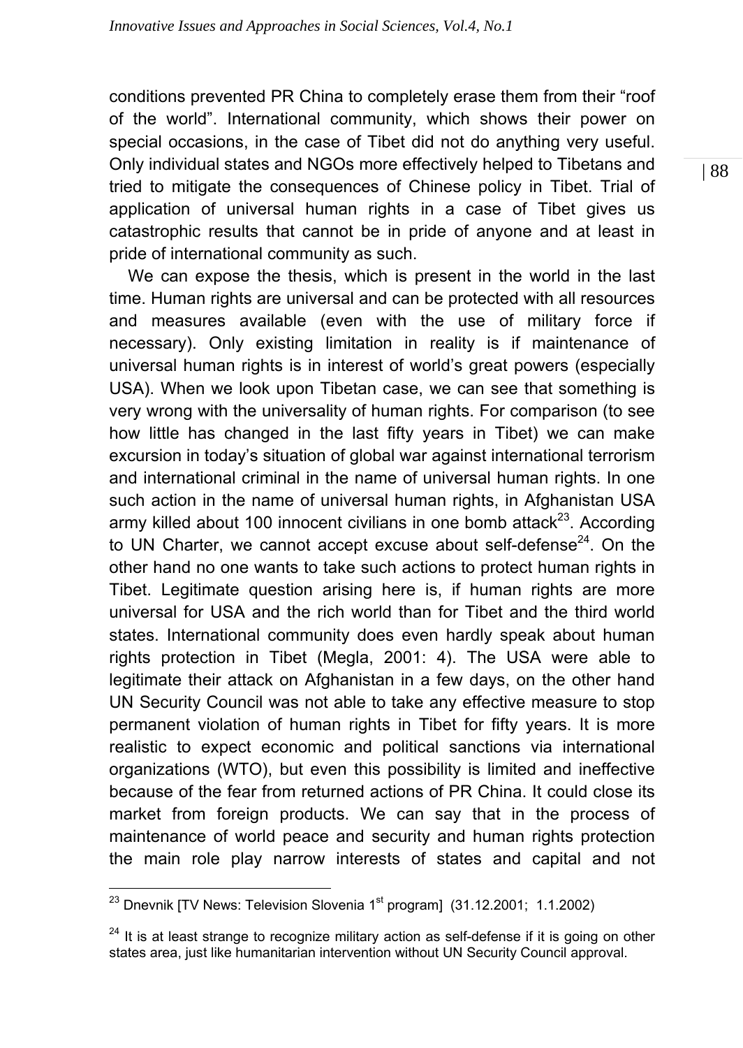conditions prevented PR China to completely erase them from their "roof of the world". International community, which shows their power on special occasions, in the case of Tibet did not do anything very useful. Only individual states and NGOs more effectively helped to Tibetans and tried to mitigate the consequences of Chinese policy in Tibet. Trial of application of universal human rights in a case of Tibet gives us catastrophic results that cannot be in pride of anyone and at least in pride of international community as such.

We can expose the thesis, which is present in the world in the last time. Human rights are universal and can be protected with all resources and measures available (even with the use of military force if necessary). Only existing limitation in reality is if maintenance of universal human rights is in interest of world's great powers (especially USA). When we look upon Tibetan case, we can see that something is very wrong with the universality of human rights. For comparison (to see how little has changed in the last fifty years in Tibet) we can make excursion in today's situation of global war against international terrorism and international criminal in the name of universal human rights. In one such action in the name of universal human rights, in Afghanistan USA army killed about 100 innocent civilians in one bomb attack[23]. According to UN Charter, we cannot accept excuse about self-defense[24]. On the other hand no one wants to take such actions to protect human rights in Tibet. Legitimate question arising here is, if human rights are more universal for USA and the rich world than for Tibet and the third world states. International community does even hardly speak about human rights protection in Tibet (Megla, 2001: 4). The USA were able to legitimate their attack on Afghanistan in a few days, on the other hand UN Security Council was not able to take any effective measure to stop permanent violation of human rights in Tibet for fifty years. It is more realistic to expect economic and political sanctions via international organizations (WTO), but even this possibility is limited and ineffective because of the fear from returned actions of PR China. It could close its market from foreign products. We can say that in the process of maintenance of world peace and security and human rights protection the main role play narrow interests of states and capital and not

---

[23] Dnevnik [TV News: Television Slovenia 1st program] (31.12.2001; 1.1.2002)

[24] It is at least strange to recognize military action as self-defense if it is going on other states area, just like humanitarian intervention without UN Security Council approval.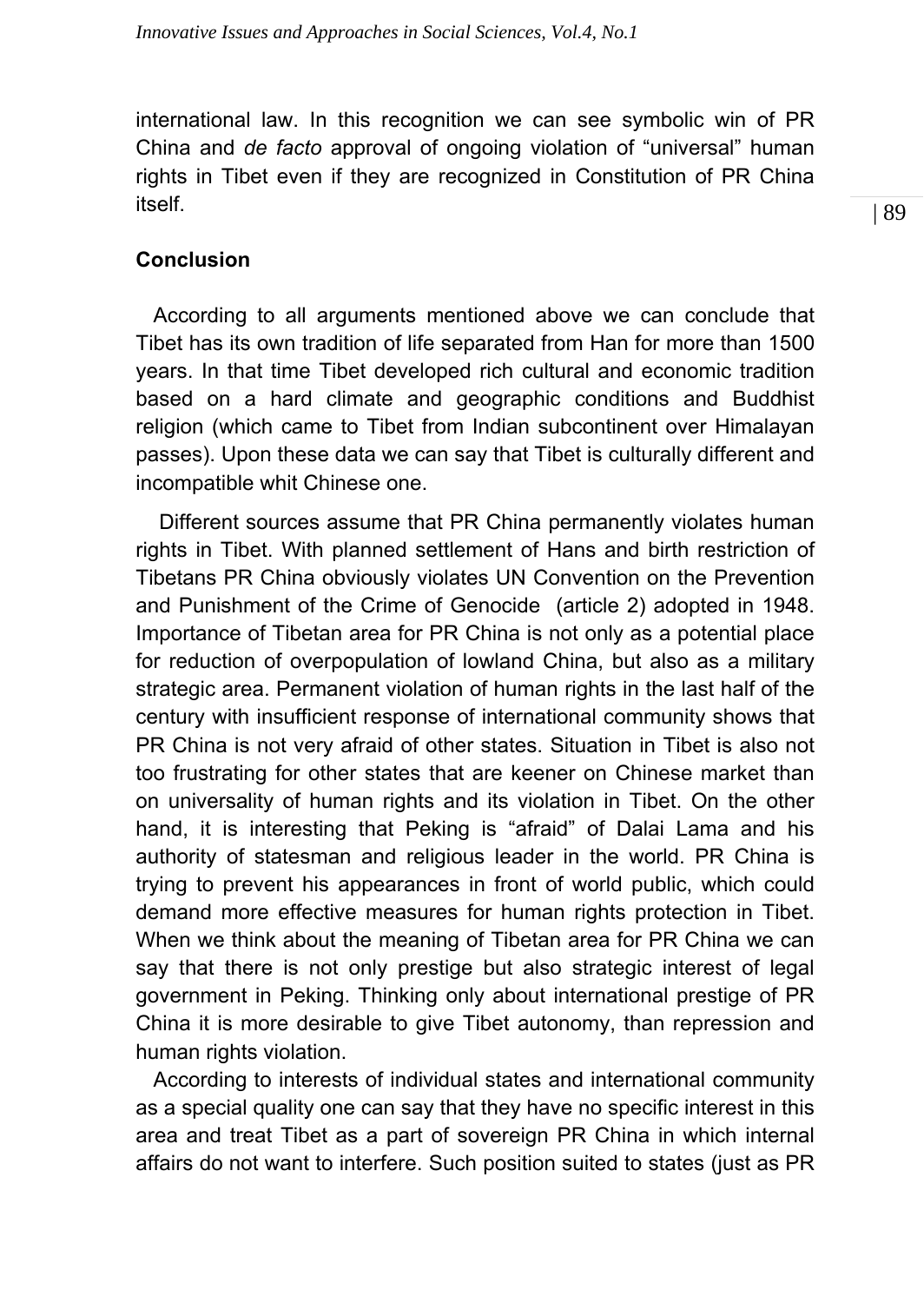international law. In this recognition we can see symbolic win of PR China and *de facto* approval of ongoing violation of "universal" human rights in Tibet even if they are recognized in Constitution of PR China itself.

## Conclusion

According to all arguments mentioned above we can conclude that Tibet has its own tradition of life separated from Han for more than 1500 years. In that time Tibet developed rich cultural and economic tradition based on a hard climate and geographic conditions and Buddhist religion (which came to Tibet from Indian subcontinent over Himalayan passes). Upon these data we can say that Tibet is culturally different and incompatible whit Chinese one.

Different sources assume that PR China permanently violates human rights in Tibet. With planned settlement of Hans and birth restriction of Tibetans PR China obviously violates UN Convention on the Prevention and Punishment of the Crime of Genocide (article 2) adopted in 1948. Importance of Tibetan area for PR China is not only as a potential place for reduction of overpopulation of lowland China, but also as a military strategic area. Permanent violation of human rights in the last half of the century with insufficient response of international community shows that PR China is not very afraid of other states. Situation in Tibet is also not too frustrating for other states that are keener on Chinese market than on universality of human rights and its violation in Tibet. On the other hand, it is interesting that Peking is "afraid" of Dalai Lama and his authority of statesman and religious leader in the world. PR China is trying to prevent his appearances in front of world public, which could demand more effective measures for human rights protection in Tibet. When we think about the meaning of Tibetan area for PR China we can say that there is not only prestige but also strategic interest of legal government in Peking. Thinking only about international prestige of PR China it is more desirable to give Tibet autonomy, than repression and human rights violation.

According to interests of individual states and international community as a special quality one can say that they have no specific interest in this area and treat Tibet as a part of sovereign PR China in which internal affairs do not want to interfere. Such position suited to states (just as PR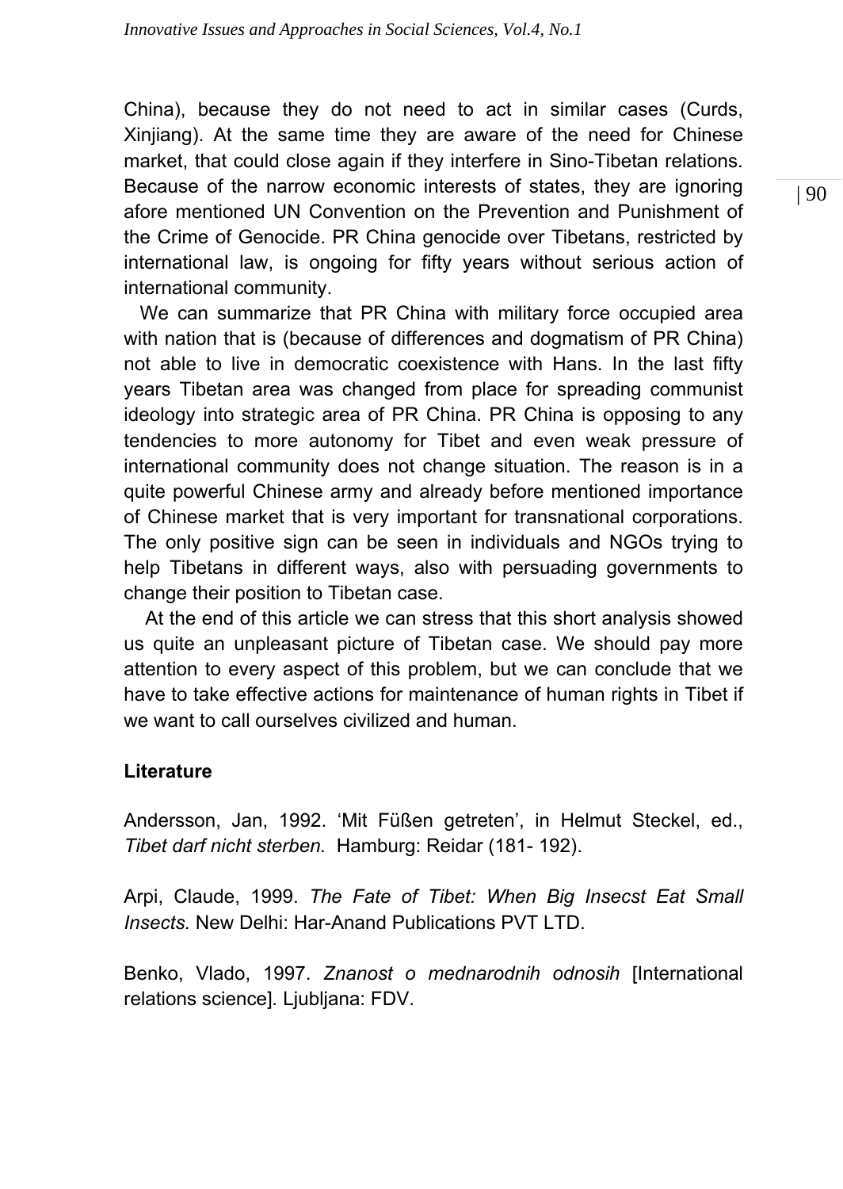China), because they do not need to act in similar cases (Curds, Xinjiang). At the same time they are aware of the need for Chinese market, that could close again if they interfere in Sino-Tibetan relations. Because of the narrow economic interests of states, they are ignoring afore mentioned UN Convention on the Prevention and Punishment of the Crime of Genocide. PR China genocide over Tibetans, restricted by international law, is ongoing for fifty years without serious action of international community.

We can summarize that PR China with military force occupied area with nation that is (because of differences and dogmatism of PR China) not able to live in democratic coexistence with Hans. In the last fifty years Tibetan area was changed from place for spreading communist ideology into strategic area of PR China. PR China is opposing to any tendencies to more autonomy for Tibet and even weak pressure of international community does not change situation. The reason is in a quite powerful Chinese army and already before mentioned importance of Chinese market that is very important for transnational corporations. The only positive sign can be seen in individuals and NGOs trying to help Tibetans in different ways, also with persuading governments to change their position to Tibetan case.

At the end of this article we can stress that this short analysis showed us quite an unpleasant picture of Tibetan case. We should pay more attention to every aspect of this problem, but we can conclude that we have to take effective actions for maintenance of human rights in Tibet if we want to call ourselves civilized and human.

**Literature**

Andersson, Jan, 1992. 'Mit Füßen getreten', in Helmut Steckel, ed., *Tibet darf nicht sterben.* Hamburg: Reidar (181- 192).

Arpi, Claude, 1999. *The Fate of Tibet: When Big Insecst Eat Small Insects.* New Delhi: Har-Anand Publications PVT LTD.

Benko, Vlado, 1997. *Znanost o mednarodnih odnosih* [International relations science]. Ljubljana: FDV.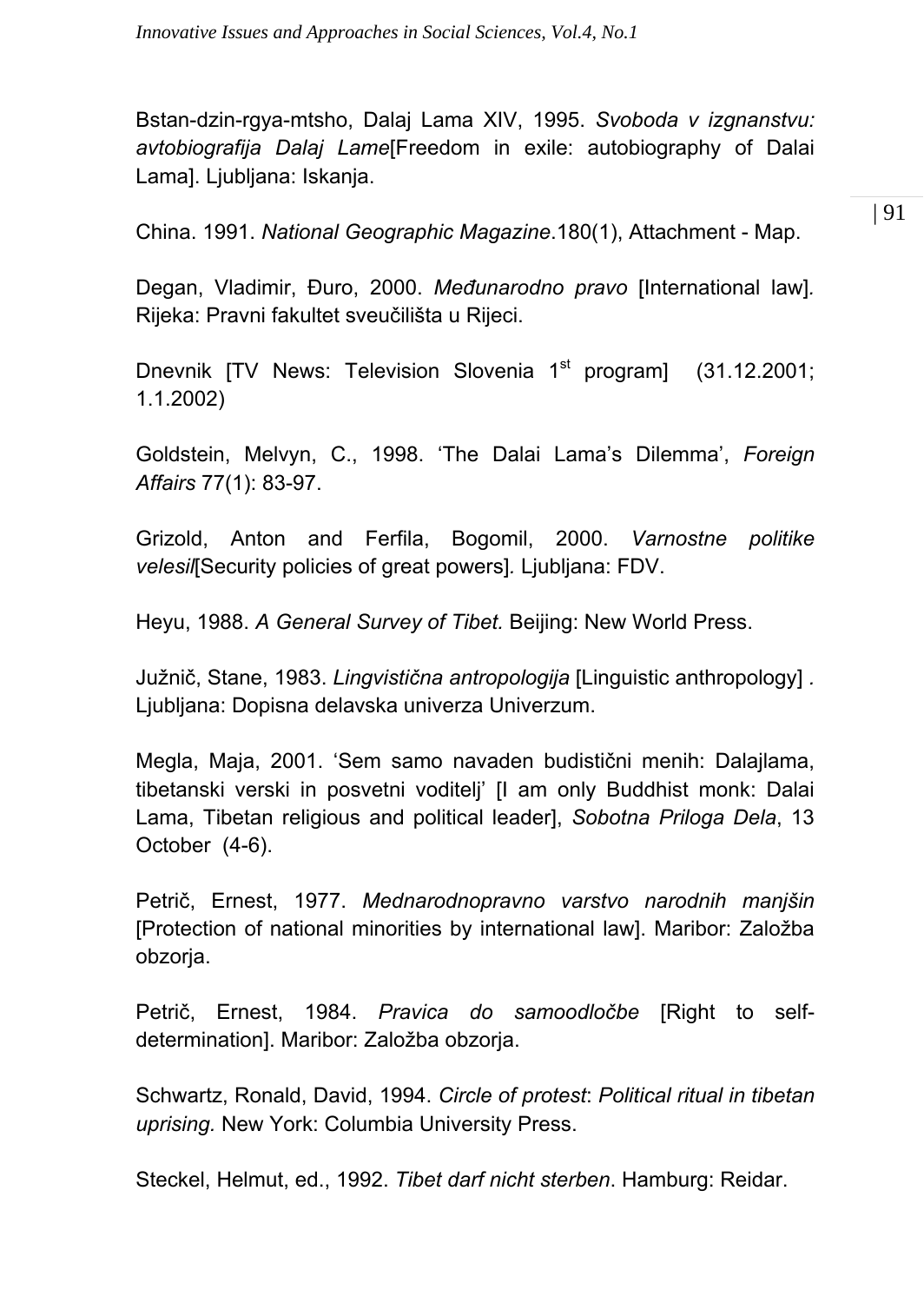Bstan-dzin-rgya-mtsho, Dalaj Lama XIV, 1995. *Svoboda v izgnanstvu: avtobiografija Dalaj Lame*[Freedom in exile: autobiography of Dalai Lama]. Ljubljana: Iskanja.

China. 1991. *National Geographic Magazine*.180(1), Attachment - Map.

Degan, Vladimir, Đuro, 2000. *Međunarodno pravo* [International law]. Rijeka: Pravni fakultet sveučilišta u Rijeci.

Dnevnik [TV News: Television Slovenia 1st program] (31.12.2001; 1.1.2002)

Goldstein, Melvyn, C., 1998. 'The Dalai Lama's Dilemma', *Foreign Affairs* 77(1): 83-97.

Grizold, Anton and Ferfila, Bogomil, 2000. *Varnostne politike velesil*[Security policies of great powers]. Ljubljana: FDV.

Heyu, 1988. *A General Survey of Tibet.* Beijing: New World Press.

Južnič, Stane, 1983. *Lingvistična antropologija* [Linguistic anthropology] . Ljubljana: Dopisna delavska univerza Univerzum.

Megla, Maja, 2001. 'Sem samo navaden budistični menih: Dalajlama, tibetanski verski in posvetni voditelj' [I am only Buddhist monk: Dalai Lama, Tibetan religious and political leader], *Sobotna Priloga Dela*, 13 October (4-6).

Petrič, Ernest, 1977. *Mednarodnopravno varstvo narodnih manjšin* [Protection of national minorities by international law]. Maribor: Založba obzorja.

Petrič, Ernest, 1984. *Pravica do samoodločbe* [Right to self-determination]. Maribor: Založba obzorja.

Schwartz, Ronald, David, 1994. *Circle of protest*: *Political ritual in tibetan uprising.* New York: Columbia University Press.

Steckel, Helmut, ed., 1992. *Tibet darf nicht sterben*. Hamburg: Reidar.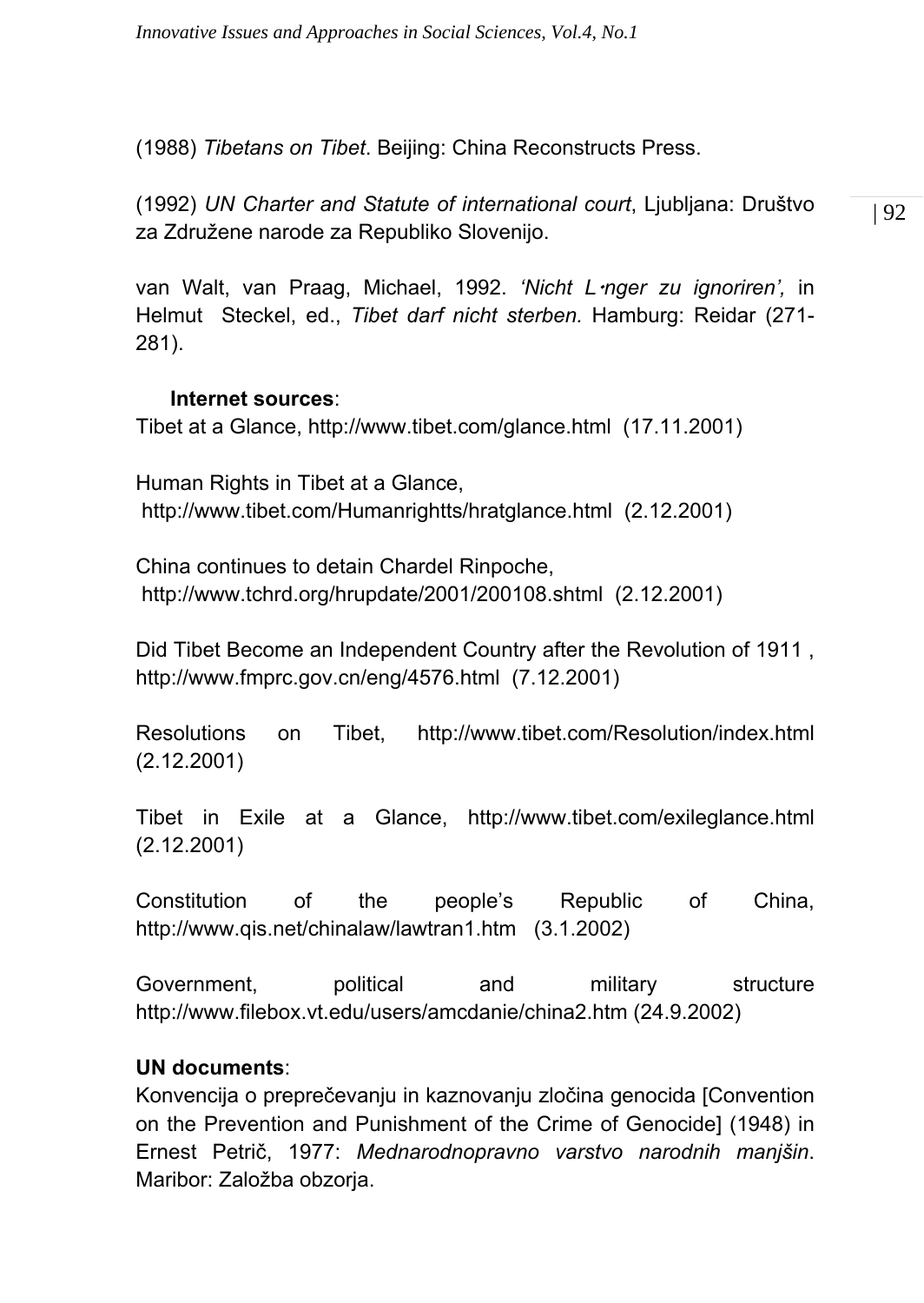(1988) *Tibetans on Tibet*. Beijing: China Reconstructs Press.

(1992) *UN Charter and Statute of international court*, Ljubljana: Društvo za Združene narode za Republiko Slovenijo.

van Walt, van Praag, Michael, 1992. *'Nicht L·nger zu ignoriren',* in Helmut Steckel, ed., *Tibet darf nicht sterben.* Hamburg: Reidar (271-281).

**Internet sources**:

Tibet at a Glance, http://www.tibet.com/glance.html (17.11.2001)

Human Rights in Tibet at a Glance, http://www.tibet.com/Humanrightts/hratglance.html (2.12.2001)

China continues to detain Chardel Rinpoche, http://www.tchrd.org/hrupdate/2001/200108.shtml (2.12.2001)

Did Tibet Become an Independent Country after the Revolution of 1911 , http://www.fmprc.gov.cn/eng/4576.html (7.12.2001)

Resolutions on Tibet, http://www.tibet.com/Resolution/index.html (2.12.2001)

Tibet in Exile at a Glance, http://www.tibet.com/exileglance.html (2.12.2001)

Constitution of the people's Republic of China, http://www.qis.net/chinalaw/lawtran1.htm (3.1.2002)

Government, political and military structure http://www.filebox.vt.edu/users/amcdanie/china2.htm (24.9.2002)

**UN documents**:

Konvencija o preprečevanju in kaznovanju zločina genocida [Convention on the Prevention and Punishment of the Crime of Genocide] (1948) in Ernest Petrič, 1977: *Mednarodnopravno varstvo narodnih manjšin*. Maribor: Založba obzorja.